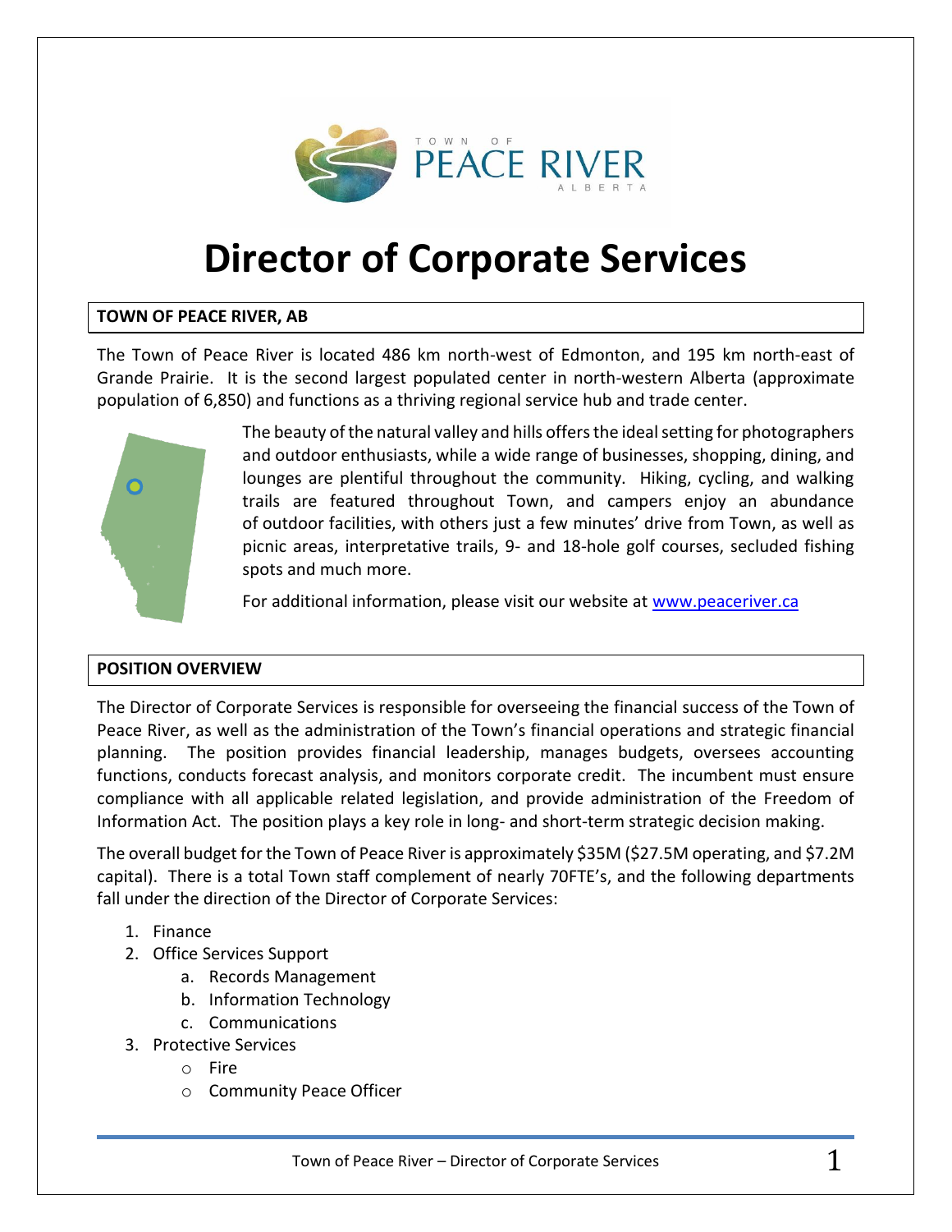# Director of Corporate Services

## TOWN OF PEACE RIVER, AB

The Town of Peace River is located 486 km north-west of Edmonton, and 195 km north-east of Grande Prairie. It is the second largest populated center in north-western Alberta (approximate population of 6,850) and functions as a thriving regional service hub and trade center.

The beauty of the natural valley and hills offers the ideal setting for photographers and outdoor enthusiasts, while a wide range of businesses, shopping, dining, and lounges are plentiful throughout the community. Hiking, cycling, and walking trails are featured throughout Town, and campers enjoy an abundance of outdoor facilities, with others just a few minutes' drive from Town, as well as picnic areas, interpretative trails, 9- and 18-hole golf courses, secluded fishing spots and much more.

For additional information, please visit our website at [www.peaceriver.ca](http://www.peaceriver.ca)

## POSITION OVERVIEW

The Director of Corporate Services is responsible for overseeing the financial success of the Town of Peace River, as well as the administration of the Town's financial operations and strategic financial planning. The position provides financial leadership, manages budgets, oversees accounting functions, conducts forecast analysis, and monitors corporate credit. The incumbent must ensure compliance with all applicable related legislation, and provide administration of the Freedom of Information Act. The position plays a key role in long- and short-term strategic decision making.

The overall budget for the Town of Peace River is approximately $35M ($27.5M operating, and $7.2M capital). There is a total Town staff complement of nearly 70FTE's, and the following departments fall under the direction of the Director of Corporate Services:

1. Finance
2. Office Services Support
   a. Records Management
   b. Information Technology
   c. Communications
3. Protective Services
   - Fire
   - Community Peace Officer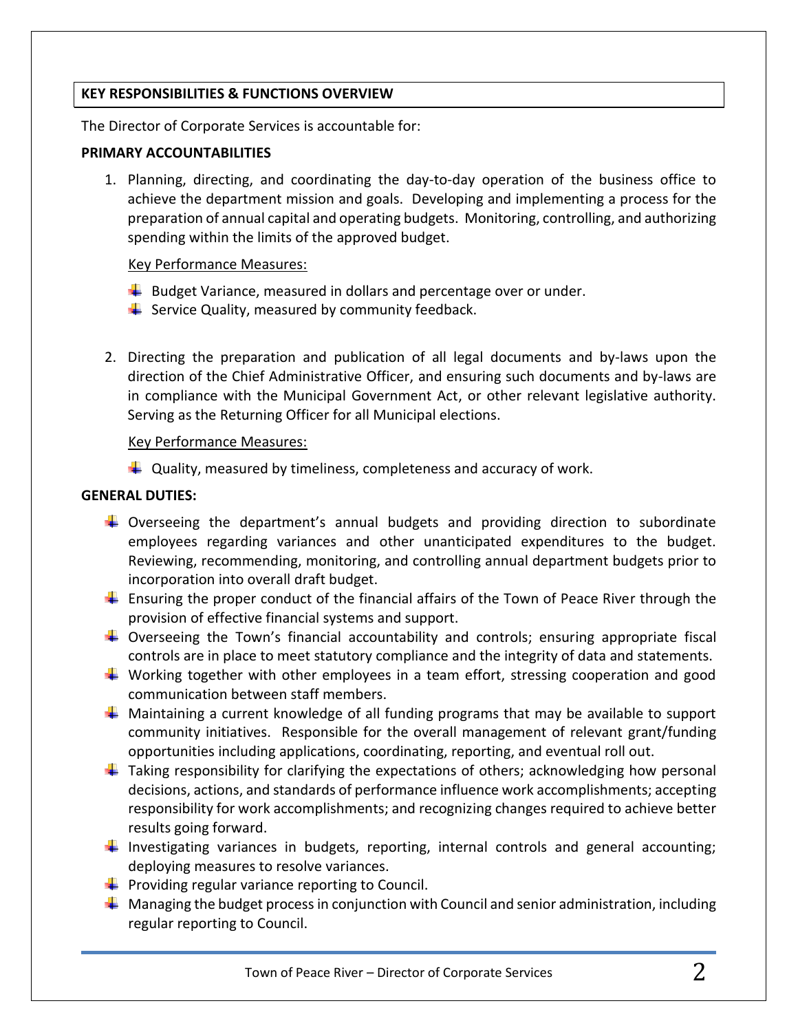## KEY RESPONSIBILITIES & FUNCTIONS OVERVIEW

The Director of Corporate Services is accountable for:

**PRIMARY ACCOUNTABILITIES**

1. Planning, directing, and coordinating the day-to-day operation of the business office to achieve the department mission and goals. Developing and implementing a process for the preparation of annual capital and operating budgets. Monitoring, controlling, and authorizing spending within the limits of the approved budget.

   Key Performance Measures:

   - Budget Variance, measured in dollars and percentage over or under.
   - Service Quality, measured by community feedback.

2. Directing the preparation and publication of all legal documents and by-laws upon the direction of the Chief Administrative Officer, and ensuring such documents and by-laws are in compliance with the Municipal Government Act, or other relevant legislative authority. Serving as the Returning Officer for all Municipal elections.

   Key Performance Measures:

   - Quality, measured by timeliness, completeness and accuracy of work.

**GENERAL DUTIES:**

- Overseeing the department's annual budgets and providing direction to subordinate employees regarding variances and other unanticipated expenditures to the budget. Reviewing, recommending, monitoring, and controlling annual department budgets prior to incorporation into overall draft budget.
- Ensuring the proper conduct of the financial affairs of the Town of Peace River through the provision of effective financial systems and support.
- Overseeing the Town's financial accountability and controls; ensuring appropriate fiscal controls are in place to meet statutory compliance and the integrity of data and statements.
- Working together with other employees in a team effort, stressing cooperation and good communication between staff members.
- Maintaining a current knowledge of all funding programs that may be available to support community initiatives. Responsible for the overall management of relevant grant/funding opportunities including applications, coordinating, reporting, and eventual roll out.
- Taking responsibility for clarifying the expectations of others; acknowledging how personal decisions, actions, and standards of performance influence work accomplishments; accepting responsibility for work accomplishments; and recognizing changes required to achieve better results going forward.
- Investigating variances in budgets, reporting, internal controls and general accounting; deploying measures to resolve variances.
- Providing regular variance reporting to Council.
- Managing the budget process in conjunction with Council and senior administration, including regular reporting to Council.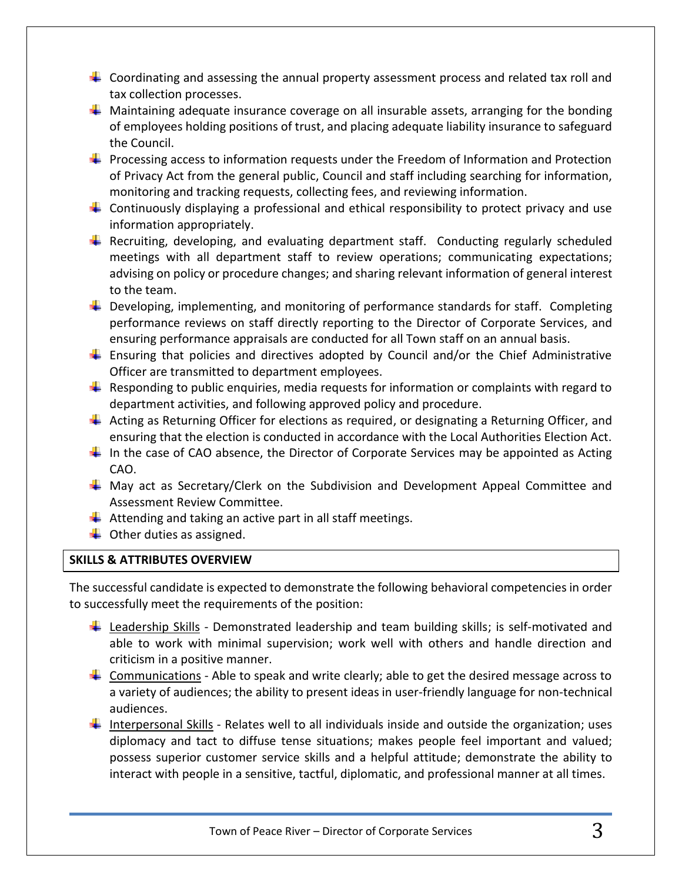- Coordinating and assessing the annual property assessment process and related tax roll and tax collection processes.
- Maintaining adequate insurance coverage on all insurable assets, arranging for the bonding of employees holding positions of trust, and placing adequate liability insurance to safeguard the Council.
- Processing access to information requests under the Freedom of Information and Protection of Privacy Act from the general public, Council and staff including searching for information, monitoring and tracking requests, collecting fees, and reviewing information.
- Continuously displaying a professional and ethical responsibility to protect privacy and use information appropriately.
- Recruiting, developing, and evaluating department staff. Conducting regularly scheduled meetings with all department staff to review operations; communicating expectations; advising on policy or procedure changes; and sharing relevant information of general interest to the team.
- Developing, implementing, and monitoring of performance standards for staff. Completing performance reviews on staff directly reporting to the Director of Corporate Services, and ensuring performance appraisals are conducted for all Town staff on an annual basis.
- Ensuring that policies and directives adopted by Council and/or the Chief Administrative Officer are transmitted to department employees.
- Responding to public enquiries, media requests for information or complaints with regard to department activities, and following approved policy and procedure.
- Acting as Returning Officer for elections as required, or designating a Returning Officer, and ensuring that the election is conducted in accordance with the Local Authorities Election Act.
- In the case of CAO absence, the Director of Corporate Services may be appointed as Acting CAO.
- May act as Secretary/Clerk on the Subdivision and Development Appeal Committee and Assessment Review Committee.
- Attending and taking an active part in all staff meetings.
- Other duties as assigned.

## SKILLS & ATTRIBUTES OVERVIEW

The successful candidate is expected to demonstrate the following behavioral competencies in order to successfully meet the requirements of the position:

- Leadership Skills - Demonstrated leadership and team building skills; is self-motivated and able to work with minimal supervision; work well with others and handle direction and criticism in a positive manner.
- Communications - Able to speak and write clearly; able to get the desired message across to a variety of audiences; the ability to present ideas in user-friendly language for non-technical audiences.
- Interpersonal Skills - Relates well to all individuals inside and outside the organization; uses diplomacy and tact to diffuse tense situations; makes people feel important and valued; possess superior customer service skills and a helpful attitude; demonstrate the ability to interact with people in a sensitive, tactful, diplomatic, and professional manner at all times.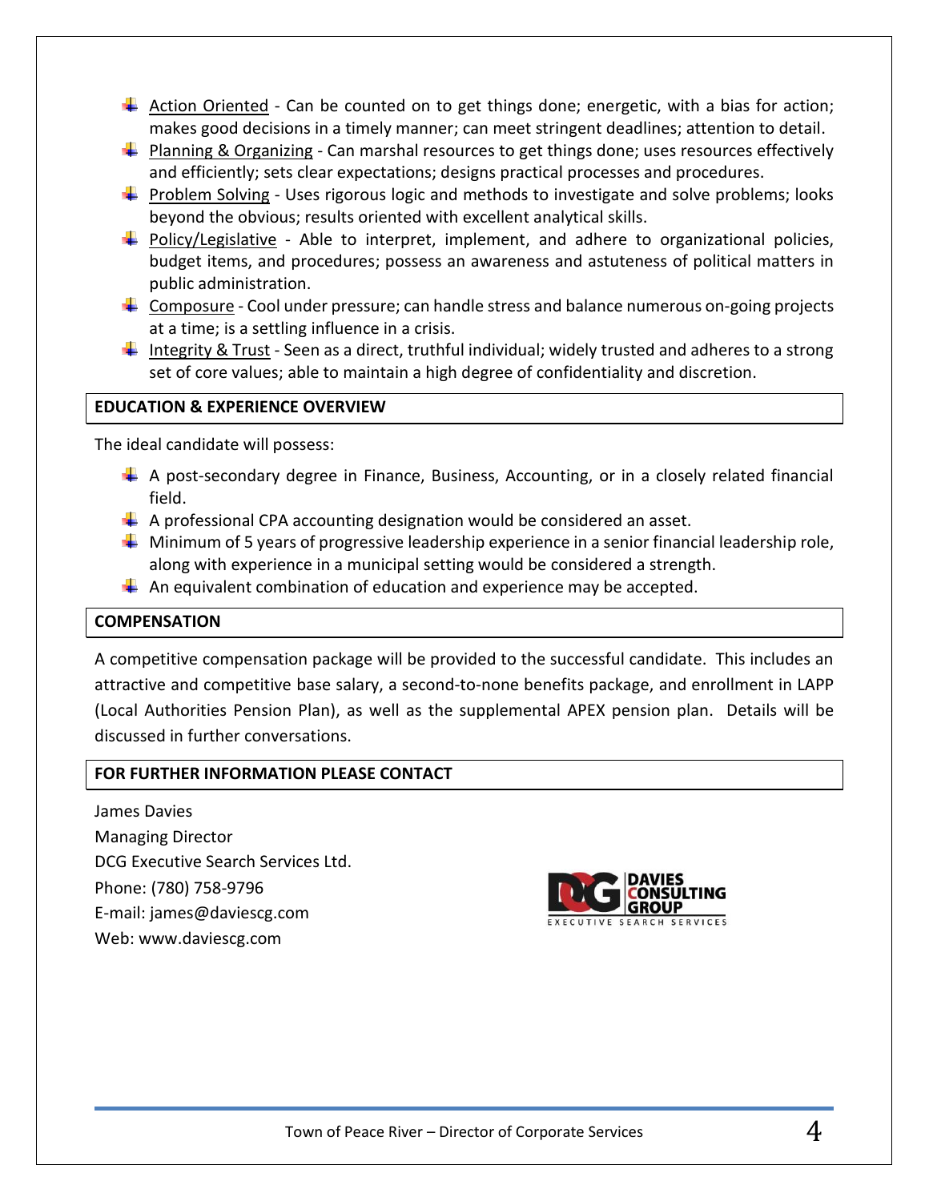- Action Oriented - Can be counted on to get things done; energetic, with a bias for action; makes good decisions in a timely manner; can meet stringent deadlines; attention to detail.
- Planning & Organizing - Can marshal resources to get things done; uses resources effectively and efficiently; sets clear expectations; designs practical processes and procedures.
- Problem Solving - Uses rigorous logic and methods to investigate and solve problems; looks beyond the obvious; results oriented with excellent analytical skills.
- Policy/Legislative - Able to interpret, implement, and adhere to organizational policies, budget items, and procedures; possess an awareness and astuteness of political matters in public administration.
- Composure - Cool under pressure; can handle stress and balance numerous on-going projects at a time; is a settling influence in a crisis.
- Integrity & Trust - Seen as a direct, truthful individual; widely trusted and adheres to a strong set of core values; able to maintain a high degree of confidentiality and discretion.

## EDUCATION & EXPERIENCE OVERVIEW

The ideal candidate will possess:

- A post-secondary degree in Finance, Business, Accounting, or in a closely related financial field.
- A professional CPA accounting designation would be considered an asset.
- Minimum of 5 years of progressive leadership experience in a senior financial leadership role, along with experience in a municipal setting would be considered a strength.
- An equivalent combination of education and experience may be accepted.

## COMPENSATION

A competitive compensation package will be provided to the successful candidate. This includes an attractive and competitive base salary, a second-to-none benefits package, and enrollment in LAPP (Local Authorities Pension Plan), as well as the supplemental APEX pension plan. Details will be discussed in further conversations.

## FOR FURTHER INFORMATION PLEASE CONTACT

James Davies
Managing Director
DCG Executive Search Services Ltd.
Phone: (780) 758-9796
E-mail: james@daviescg.com
Web: www.daviescg.com

DAVIES CONSULTING GROUP
EXECUTIVE SEARCH SERVICES